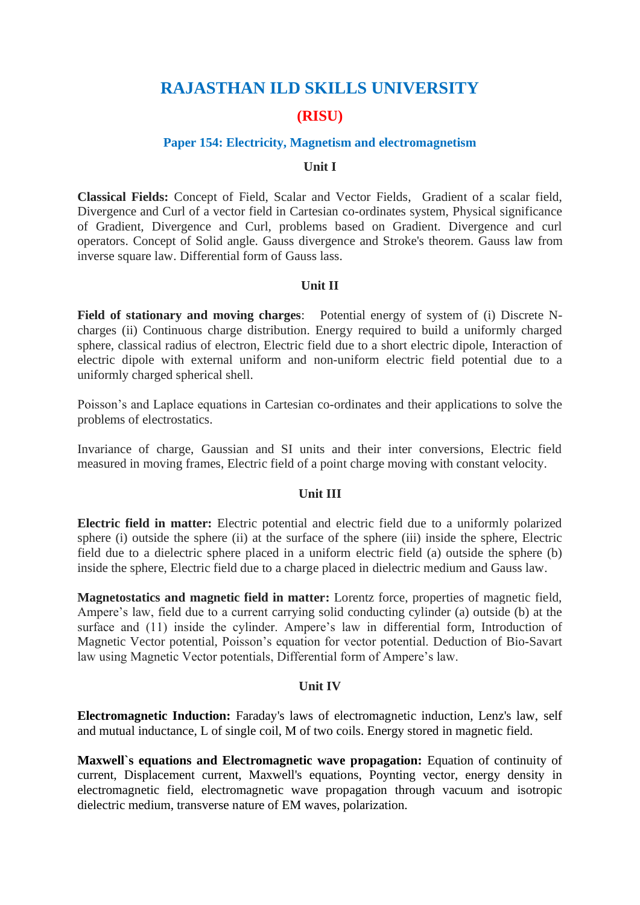# RAJASTHAN ILD SKILLS UNIVERSITY

## (RISU)

### Paper 154: Electricity, Magnetism and electromagnetism

#### Unit I

**Classical Fields:** Concept of Field, Scalar and Vector Fields, Gradient of a scalar field, Divergence and Curl of a vector field in Cartesian co-ordinates system, Physical significance of Gradient, Divergence and Curl, problems based on Gradient. Divergence and curl operators. Concept of Solid angle. Gauss divergence and Stroke's theorem. Gauss law from inverse square law. Differential form of Gauss lass.

#### Unit II

**Field of stationary and moving charges**: Potential energy of system of (i) Discrete N-charges (ii) Continuous charge distribution. Energy required to build a uniformly charged sphere, classical radius of electron, Electric field due to a short electric dipole, Interaction of electric dipole with external uniform and non-uniform electric field potential due to a uniformly charged spherical shell.

Poisson's and Laplace equations in Cartesian co-ordinates and their applications to solve the problems of electrostatics.

Invariance of charge, Gaussian and SI units and their inter conversions, Electric field measured in moving frames, Electric field of a point charge moving with constant velocity.

#### Unit III

**Electric field in matter:** Electric potential and electric field due to a uniformly polarized sphere (i) outside the sphere (ii) at the surface of the sphere (iii) inside the sphere, Electric field due to a dielectric sphere placed in a uniform electric field (a) outside the sphere (b) inside the sphere, Electric field due to a charge placed in dielectric medium and Gauss law.

**Magnetostatics and magnetic field in matter:** Lorentz force, properties of magnetic field, Ampere's law, field due to a current carrying solid conducting cylinder (a) outside (b) at the surface and (11) inside the cylinder. Ampere's law in differential form, Introduction of Magnetic Vector potential, Poisson's equation for vector potential. Deduction of Bio-Savart law using Magnetic Vector potentials, Differential form of Ampere's law.

#### Unit IV

**Electromagnetic Induction:** Faraday's laws of electromagnetic induction, Lenz's law, self and mutual inductance, L of single coil, M of two coils. Energy stored in magnetic field.

**Maxwell`s equations and Electromagnetic wave propagation:** Equation of continuity of current, Displacement current, Maxwell's equations, Poynting vector, energy density in electromagnetic field, electromagnetic wave propagation through vacuum and isotropic dielectric medium, transverse nature of EM waves, polarization.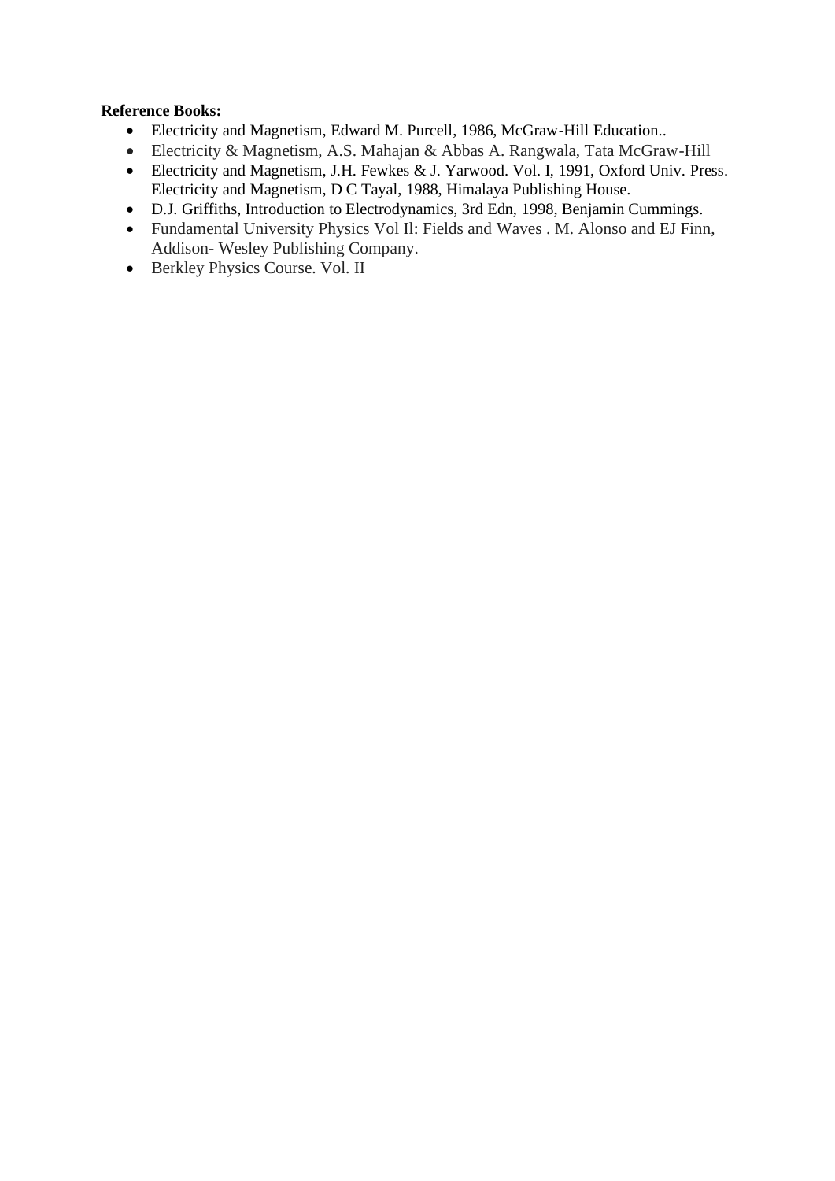**Reference Books:**

- Electricity and Magnetism, Edward M. Purcell, 1986, McGraw-Hill Education..
- Electricity & Magnetism, A.S. Mahajan & Abbas A. Rangwala, Tata McGraw-Hill
- Electricity and Magnetism, J.H. Fewkes & J. Yarwood. Vol. I, 1991, Oxford Univ. Press. Electricity and Magnetism, D C Tayal, 1988, Himalaya Publishing House.
- D.J. Griffiths, Introduction to Electrodynamics, 3rd Edn, 1998, Benjamin Cummings.
- Fundamental University Physics Vol Il: Fields and Waves . M. Alonso and EJ Finn, Addison- Wesley Publishing Company.
- Berkley Physics Course. Vol. II